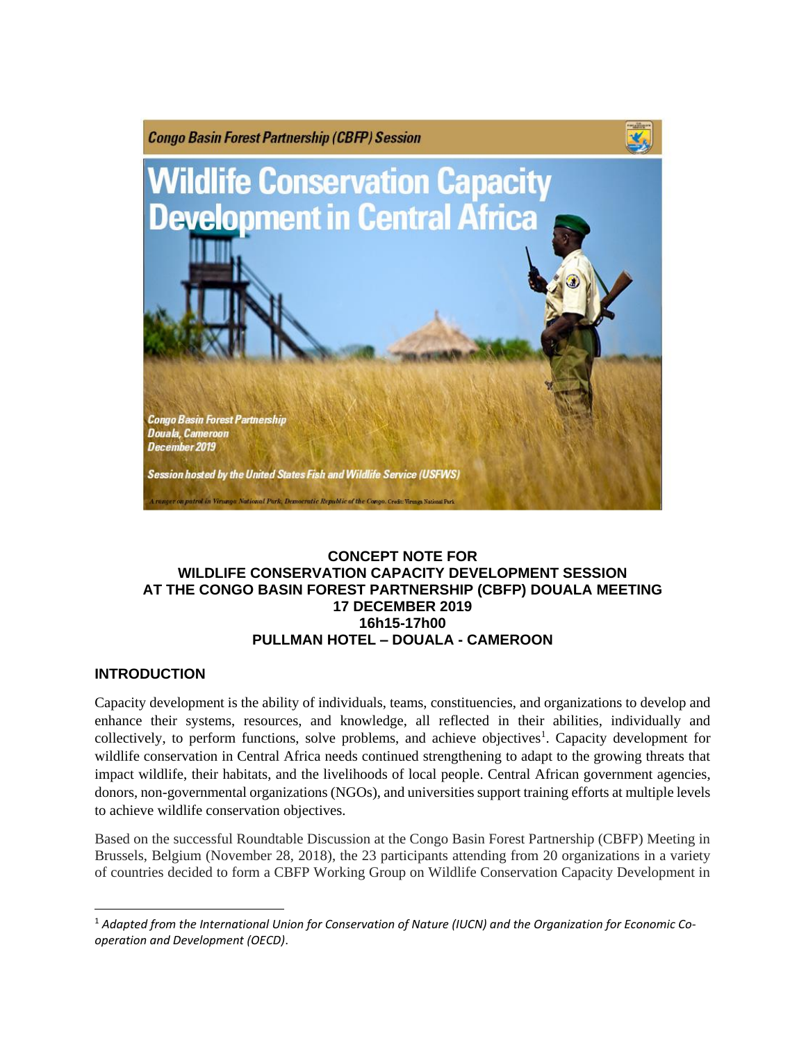Congo Basin Forest Partnership (CBFP) Session

# Wildlife Conservation Capacity Development in Central Africa

*Congo Basin Forest Partnership*
*Douala, Cameroon*
*December 2019*

*Session hosted by the United States Fish and Wildlife Service (USFWS)*

*A ranger on patrol in Virunga National Park, Democratic Republic of the Congo. Credit: Virunga National Park*

**CONCEPT NOTE FOR**
**WILDLIFE CONSERVATION CAPACITY DEVELOPMENT SESSION**
**AT THE CONGO BASIN FOREST PARTNERSHIP (CBFP) DOUALA MEETING**
**17 DECEMBER 2019**
**16h15-17h00**
**PULLMAN HOTEL – DOUALA - CAMEROON**

## INTRODUCTION

Capacity development is the ability of individuals, teams, constituencies, and organizations to develop and enhance their systems, resources, and knowledge, all reflected in their abilities, individually and collectively, to perform functions, solve problems, and achieve objectives[1]. Capacity development for wildlife conservation in Central Africa needs continued strengthening to adapt to the growing threats that impact wildlife, their habitats, and the livelihoods of local people. Central African government agencies, donors, non-governmental organizations (NGOs), and universities support training efforts at multiple levels to achieve wildlife conservation objectives.

Based on the successful Roundtable Discussion at the Congo Basin Forest Partnership (CBFP) Meeting in Brussels, Belgium (November 28, 2018), the 23 participants attending from 20 organizations in a variety of countries decided to form a CBFP Working Group on Wildlife Conservation Capacity Development in

---

[1] *Adapted from the International Union for Conservation of Nature (IUCN) and the Organization for Economic Co-operation and Development (OECD).*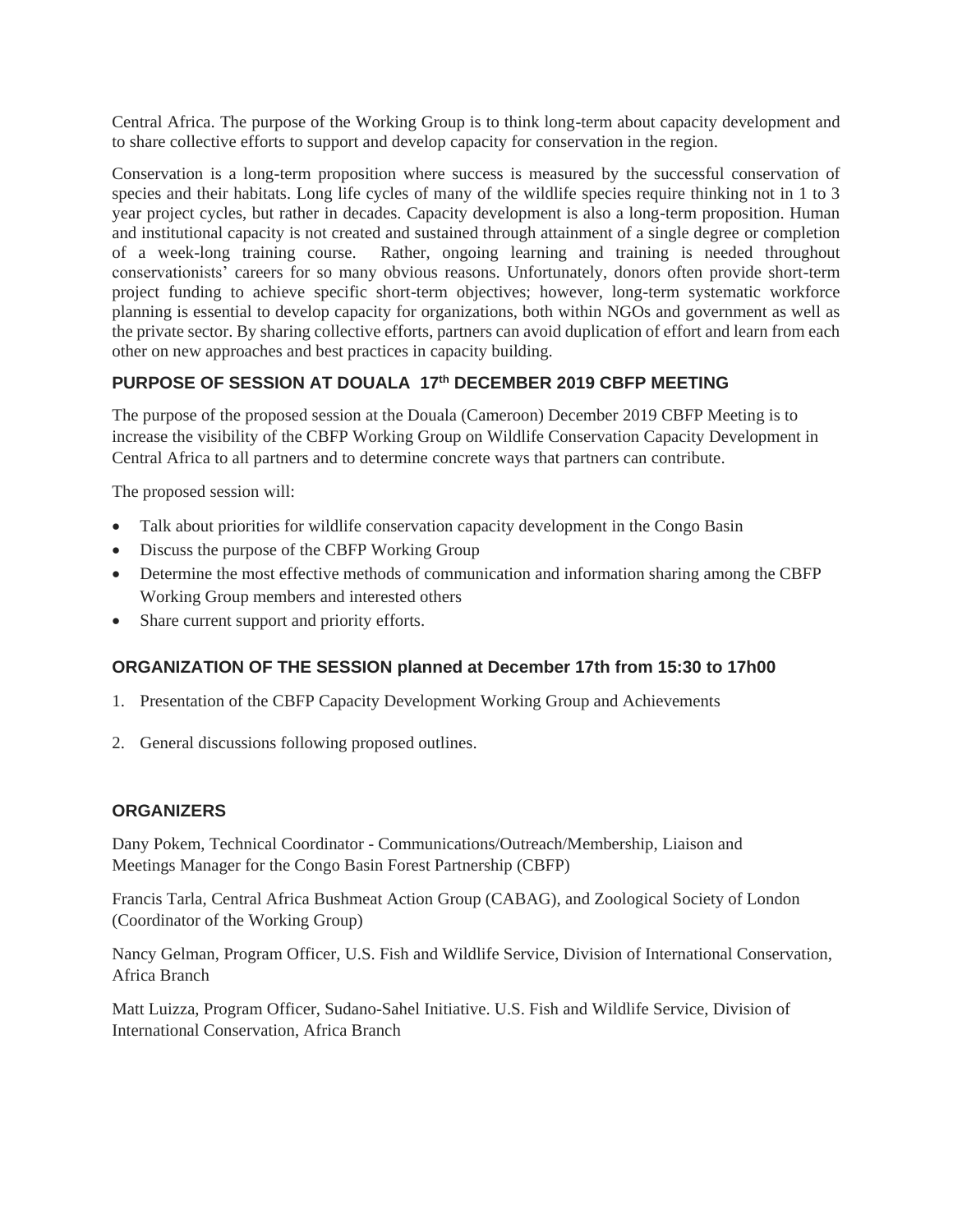Central Africa. The purpose of the Working Group is to think long-term about capacity development and to share collective efforts to support and develop capacity for conservation in the region.

Conservation is a long-term proposition where success is measured by the successful conservation of species and their habitats. Long life cycles of many of the wildlife species require thinking not in 1 to 3 year project cycles, but rather in decades. Capacity development is also a long-term proposition. Human and institutional capacity is not created and sustained through attainment of a single degree or completion of a week-long training course. Rather, ongoing learning and training is needed throughout conservationists' careers for so many obvious reasons. Unfortunately, donors often provide short-term project funding to achieve specific short-term objectives; however, long-term systematic workforce planning is essential to develop capacity for organizations, both within NGOs and government as well as the private sector. By sharing collective efforts, partners can avoid duplication of effort and learn from each other on new approaches and best practices in capacity building.

### PURPOSE OF SESSION AT DOUALA 17th DECEMBER 2019 CBFP MEETING

The purpose of the proposed session at the Douala (Cameroon) December 2019 CBFP Meeting is to increase the visibility of the CBFP Working Group on Wildlife Conservation Capacity Development in Central Africa to all partners and to determine concrete ways that partners can contribute.

The proposed session will:

- Talk about priorities for wildlife conservation capacity development in the Congo Basin
- Discuss the purpose of the CBFP Working Group
- Determine the most effective methods of communication and information sharing among the CBFP Working Group members and interested others
- Share current support and priority efforts.

### ORGANIZATION OF THE SESSION planned at December 17th from 15:30 to 17h00

1. Presentation of the CBFP Capacity Development Working Group and Achievements
2. General discussions following proposed outlines.

### ORGANIZERS

Dany Pokem, Technical Coordinator - Communications/Outreach/Membership, Liaison and Meetings Manager for the Congo Basin Forest Partnership (CBFP)

Francis Tarla, Central Africa Bushmeat Action Group (CABAG), and Zoological Society of London (Coordinator of the Working Group)

Nancy Gelman, Program Officer, U.S. Fish and Wildlife Service, Division of International Conservation, Africa Branch

Matt Luizza, Program Officer, Sudano-Sahel Initiative. U.S. Fish and Wildlife Service, Division of International Conservation, Africa Branch